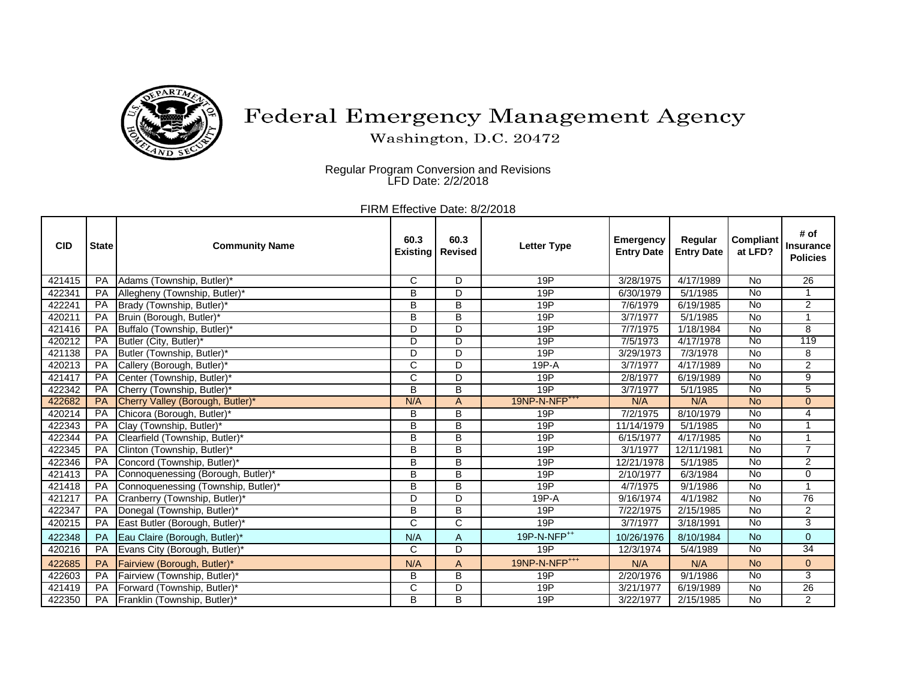# Federal Emergency Management Agency

Washington, D.C. 20472

Regular Program Conversion and Revisions
LFD Date: 2/2/2018

FIRM Effective Date: 8/2/2018

| CID | State | Community Name | 60.3 Existing | 60.3 Revised | Letter Type | Emergency Entry Date | Regular Entry Date | Compliant at LFD? | # of Insurance Policies |
|---|---|---|---|---|---|---|---|---|---|
| 421415 | PA | Adams (Township, Butler)* | C | D | 19P | 3/28/1975 | 4/17/1989 | No | 26 |
| 422341 | PA | Allegheny (Township, Butler)* | B | D | 19P | 6/30/1979 | 5/1/1985 | No | 1 |
| 422241 | PA | Brady (Township, Butler)* | B | B | 19P | 7/6/1979 | 6/19/1985 | No | 2 |
| 420211 | PA | Bruin (Borough, Butler)* | B | B | 19P | 3/7/1977 | 5/1/1985 | No | 1 |
| 421416 | PA | Buffalo (Township, Butler)* | D | D | 19P | 7/7/1975 | 1/18/1984 | No | 8 |
| 420212 | PA | Butler (City, Butler)* | D | D | 19P | 7/5/1973 | 4/17/1978 | No | 119 |
| 421138 | PA | Butler (Township, Butler)* | D | D | 19P | 3/29/1973 | 7/3/1978 | No | 8 |
| 420213 | PA | Callery (Borough, Butler)* | C | D | 19P-A | 3/7/1977 | 4/17/1989 | No | 2 |
| 421417 | PA | Center (Township, Butler)* | C | D | 19P | 2/8/1977 | 6/19/1989 | No | 9 |
| 422342 | PA | Cherry (Township, Butler)* | B | B | 19P | 3/7/1977 | 5/1/1985 | No | 5 |
| 422682 | PA | Cherry Valley (Borough, Butler)* | N/A | A | 19NP-N-NFP+++ | N/A | N/A | No | 0 |
| 420214 | PA | Chicora (Borough, Butler)* | B | B | 19P | 7/2/1975 | 8/10/1979 | No | 4 |
| 422343 | PA | Clay (Township, Butler)* | B | B | 19P | 11/14/1979 | 5/1/1985 | No | 1 |
| 422344 | PA | Clearfield (Township, Butler)* | B | B | 19P | 6/15/1977 | 4/17/1985 | No | 1 |
| 422345 | PA | Clinton (Township, Butler)* | B | B | 19P | 3/1/1977 | 12/11/1981 | No | 7 |
| 422346 | PA | Concord (Township, Butler)* | B | B | 19P | 12/21/1978 | 5/1/1985 | No | 2 |
| 421413 | PA | Connoquenessing (Borough, Butler)* | B | B | 19P | 2/10/1977 | 6/3/1984 | No | 0 |
| 421418 | PA | Connoquenessing (Township, Butler)* | B | B | 19P | 4/7/1975 | 9/1/1986 | No | 1 |
| 421217 | PA | Cranberry (Township, Butler)* | D | D | 19P-A | 9/16/1974 | 4/1/1982 | No | 76 |
| 422347 | PA | Donegal (Township, Butler)* | B | B | 19P | 7/22/1975 | 2/15/1985 | No | 2 |
| 420215 | PA | East Butler (Borough, Butler)* | C | C | 19P | 3/7/1977 | 3/18/1991 | No | 3 |
| 422348 | PA | Eau Claire (Borough, Butler)* | N/A | A | 19P-N-NFP++ | 10/26/1976 | 8/10/1984 | No | 0 |
| 420216 | PA | Evans City (Borough, Butler)* | C | D | 19P | 12/3/1974 | 5/4/1989 | No | 34 |
| 422685 | PA | Fairview (Borough, Butler)* | N/A | A | 19NP-N-NFP+++ | N/A | N/A | No | 0 |
| 422603 | PA | Fairview (Township, Butler)* | B | B | 19P | 2/20/1976 | 9/1/1986 | No | 3 |
| 421419 | PA | Forward (Township, Butler)* | C | D | 19P | 3/21/1977 | 6/19/1989 | No | 26 |
| 422350 | PA | Franklin (Township, Butler)* | B | B | 19P | 3/22/1977 | 2/15/1985 | No | 2 |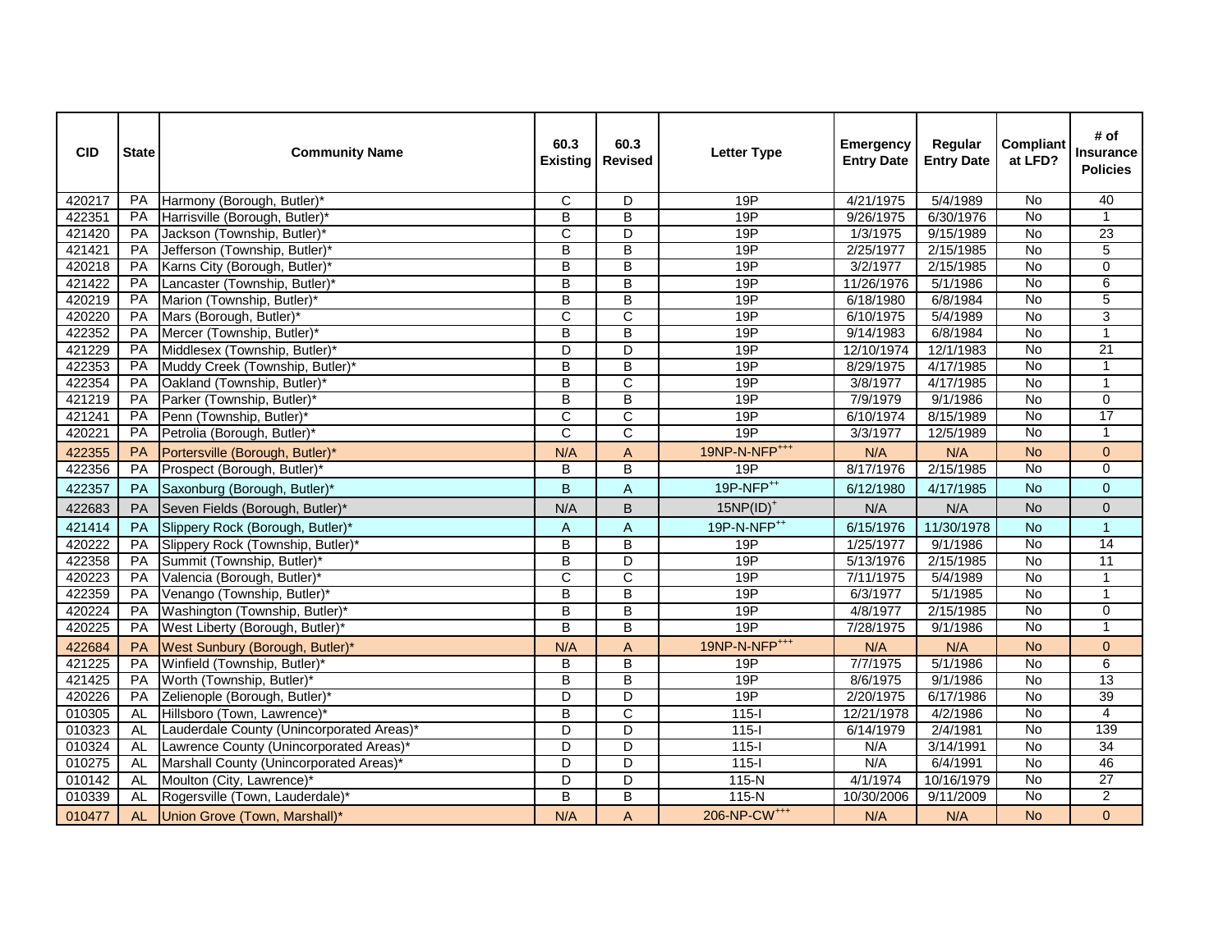| CID | State | Community Name | 60.3 Existing | 60.3 Revised | Letter Type | Emergency Entry Date | Regular Entry Date | Compliant at LFD? | # of Insurance Policies |
|---|---|---|---|---|---|---|---|---|---|
| 420217 | PA | Harmony (Borough, Butler)* | C | D | 19P | 4/21/1975 | 5/4/1989 | No | 40 |
| 422351 | PA | Harrisville (Borough, Butler)* | B | B | 19P | 9/26/1975 | 6/30/1976 | No | 1 |
| 421420 | PA | Jackson (Township, Butler)* | C | D | 19P | 1/3/1975 | 9/15/1989 | No | 23 |
| 421421 | PA | Jefferson (Township, Butler)* | B | B | 19P | 2/25/1977 | 2/15/1985 | No | 5 |
| 420218 | PA | Karns City (Borough, Butler)* | B | B | 19P | 3/2/1977 | 2/15/1985 | No | 0 |
| 421422 | PA | Lancaster (Township, Butler)* | B | B | 19P | 11/26/1976 | 5/1/1986 | No | 6 |
| 420219 | PA | Marion (Township, Butler)* | B | B | 19P | 6/18/1980 | 6/8/1984 | No | 5 |
| 420220 | PA | Mars (Borough, Butler)* | C | C | 19P | 6/10/1975 | 5/4/1989 | No | 3 |
| 422352 | PA | Mercer (Township, Butler)* | B | B | 19P | 9/14/1983 | 6/8/1984 | No | 1 |
| 421229 | PA | Middlesex (Township, Butler)* | D | D | 19P | 12/10/1974 | 12/1/1983 | No | 21 |
| 422353 | PA | Muddy Creek (Township, Butler)* | B | B | 19P | 8/29/1975 | 4/17/1985 | No | 1 |
| 422354 | PA | Oakland (Township, Butler)* | B | C | 19P | 3/8/1977 | 4/17/1985 | No | 1 |
| 421219 | PA | Parker (Township, Butler)* | B | B | 19P | 7/9/1979 | 9/1/1986 | No | 0 |
| 421241 | PA | Penn (Township, Butler)* | C | C | 19P | 6/10/1974 | 8/15/1989 | No | 17 |
| 420221 | PA | Petrolia (Borough, Butler)* | C | C | 19P | 3/3/1977 | 12/5/1989 | No | 1 |
| 422355 | PA | Portersville (Borough, Butler)* | N/A | A | 19NP-N-NFP+++ | N/A | N/A | No | 0 |
| 422356 | PA | Prospect (Borough, Butler)* | B | B | 19P | 8/17/1976 | 2/15/1985 | No | 0 |
| 422357 | PA | Saxonburg (Borough, Butler)* | B | A | 19P-NFP++ | 6/12/1980 | 4/17/1985 | No | 0 |
| 422683 | PA | Seven Fields (Borough, Butler)* | N/A | B | 15NP(ID)+ | N/A | N/A | No | 0 |
| 421414 | PA | Slippery Rock (Borough, Butler)* | A | A | 19P-N-NFP++ | 6/15/1976 | 11/30/1978 | No | 1 |
| 420222 | PA | Slippery Rock (Township, Butler)* | B | B | 19P | 1/25/1977 | 9/1/1986 | No | 14 |
| 422358 | PA | Summit (Township, Butler)* | B | D | 19P | 5/13/1976 | 2/15/1985 | No | 11 |
| 420223 | PA | Valencia (Borough, Butler)* | C | C | 19P | 7/11/1975 | 5/4/1989 | No | 1 |
| 422359 | PA | Venango (Township, Butler)* | B | B | 19P | 6/3/1977 | 5/1/1985 | No | 1 |
| 420224 | PA | Washington (Township, Butler)* | B | B | 19P | 4/8/1977 | 2/15/1985 | No | 0 |
| 420225 | PA | West Liberty (Borough, Butler)* | B | B | 19P | 7/28/1975 | 9/1/1986 | No | 1 |
| 422684 | PA | West Sunbury (Borough, Butler)* | N/A | A | 19NP-N-NFP+++ | N/A | N/A | No | 0 |
| 421225 | PA | Winfield (Township, Butler)* | B | B | 19P | 7/7/1975 | 5/1/1986 | No | 6 |
| 421425 | PA | Worth (Township, Butler)* | B | B | 19P | 8/6/1975 | 9/1/1986 | No | 13 |
| 420226 | PA | Zelienople (Borough, Butler)* | D | D | 19P | 2/20/1975 | 6/17/1986 | No | 39 |
| 010305 | AL | Hillsboro (Town, Lawrence)* | B | C | 115-I | 12/21/1978 | 4/2/1986 | No | 4 |
| 010323 | AL | Lauderdale County (Unincorporated Areas)* | D | D | 115-I | 6/14/1979 | 2/4/1981 | No | 139 |
| 010324 | AL | Lawrence County (Unincorporated Areas)* | D | D | 115-I | N/A | 3/14/1991 | No | 34 |
| 010275 | AL | Marshall County (Unincorporated Areas)* | D | D | 115-I | N/A | 6/4/1991 | No | 46 |
| 010142 | AL | Moulton (City, Lawrence)* | D | D | 115-N | 4/1/1974 | 10/16/1979 | No | 27 |
| 010339 | AL | Rogersville (Town, Lauderdale)* | B | B | 115-N | 10/30/2006 | 9/11/2009 | No | 2 |
| 010477 | AL | Union Grove (Town, Marshall)* | N/A | A | 206-NP-CW+++ | N/A | N/A | No | 0 |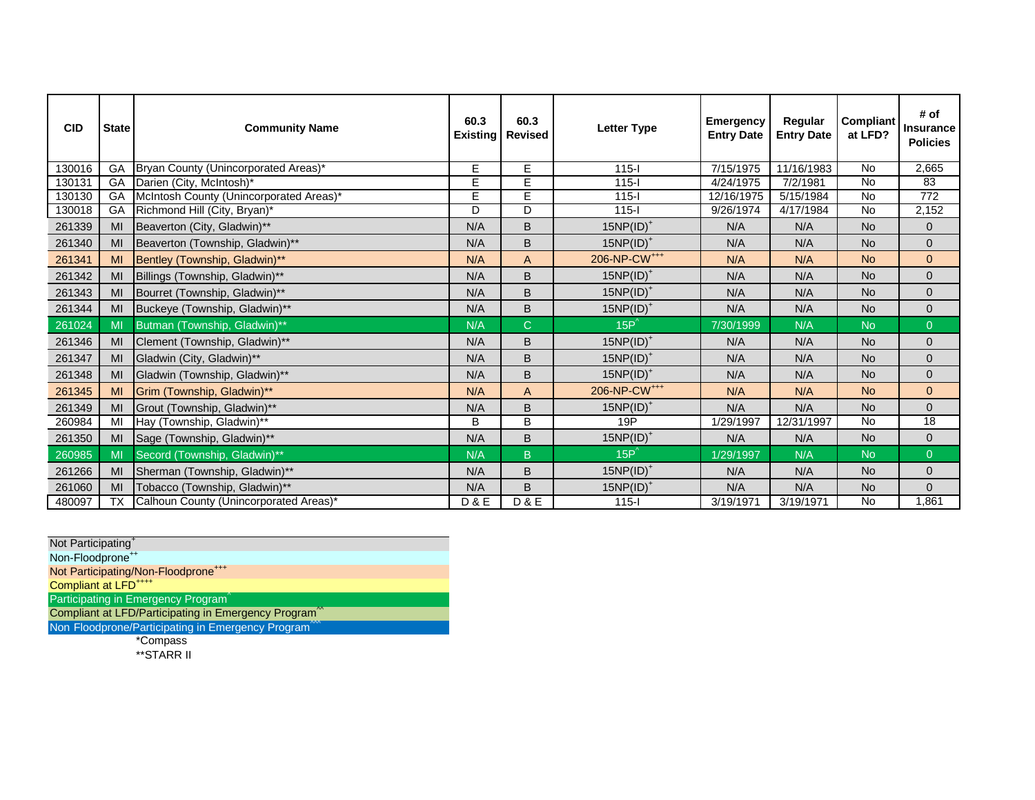| CID | State | Community Name | 60.3 Existing | 60.3 Revised | Letter Type | Emergency Entry Date | Regular Entry Date | Compliant at LFD? | # of Insurance Policies |
|---|---|---|---|---|---|---|---|---|---|
| 130016 | GA | Bryan County (Unincorporated Areas)* | E | E | 115-I | 7/15/1975 | 11/16/1983 | No | 2,665 |
| 130131 | GA | Darien (City, McIntosh)* | E | E | 115-I | 4/24/1975 | 7/2/1981 | No | 83 |
| 130130 | GA | McIntosh County (Unincorporated Areas)* | E | E | 115-I | 12/16/1975 | 5/15/1984 | No | 772 |
| 130018 | GA | Richmond Hill (City, Bryan)* | D | D | 115-I | 9/26/1974 | 4/17/1984 | No | 2,152 |
| 261339 | MI | Beaverton (City, Gladwin)** | N/A | B | 15NP(ID)+ | N/A | N/A | No | 0 |
| 261340 | MI | Beaverton (Township, Gladwin)** | N/A | B | 15NP(ID)+ | N/A | N/A | No | 0 |
| 261341 | MI | Bentley (Township, Gladwin)** | N/A | A | 206-NP-CW+++ | N/A | N/A | No | 0 |
| 261342 | MI | Billings (Township, Gladwin)** | N/A | B | 15NP(ID)+ | N/A | N/A | No | 0 |
| 261343 | MI | Bourret (Township, Gladwin)** | N/A | B | 15NP(ID)+ | N/A | N/A | No | 0 |
| 261344 | MI | Buckeye (Township, Gladwin)** | N/A | B | 15NP(ID)+ | N/A | N/A | No | 0 |
| 261024 | MI | Butman (Township, Gladwin)** | N/A | C | 15P^ | 7/30/1999 | N/A | No | 0 |
| 261346 | MI | Clement (Township, Gladwin)** | N/A | B | 15NP(ID)+ | N/A | N/A | No | 0 |
| 261347 | MI | Gladwin (City, Gladwin)** | N/A | B | 15NP(ID)+ | N/A | N/A | No | 0 |
| 261348 | MI | Gladwin (Township, Gladwin)** | N/A | B | 15NP(ID)+ | N/A | N/A | No | 0 |
| 261345 | MI | Grim (Township, Gladwin)** | N/A | A | 206-NP-CW+++ | N/A | N/A | No | 0 |
| 261349 | MI | Grout (Township, Gladwin)** | N/A | B | 15NP(ID)+ | N/A | N/A | No | 0 |
| 260984 | MI | Hay (Township, Gladwin)** | B | B | 19P | 1/29/1997 | 12/31/1997 | No | 18 |
| 261350 | MI | Sage (Township, Gladwin)** | N/A | B | 15NP(ID)+ | N/A | N/A | No | 0 |
| 260985 | MI | Secord (Township, Gladwin)** | N/A | B | 15P^ | 1/29/1997 | N/A | No | 0 |
| 261266 | MI | Sherman (Township, Gladwin)** | N/A | B | 15NP(ID)+ | N/A | N/A | No | 0 |
| 261060 | MI | Tobacco (Township, Gladwin)** | N/A | B | 15NP(ID)+ | N/A | N/A | No | 0 |
| 480097 | TX | Calhoun County (Unincorporated Areas)* | D & E | D & E | 115-I | 3/19/1971 | 3/19/1971 | No | 1,861 |

Not Participating+

Non-Floodprone++

Not Participating/Non-Floodprone+++

Compliant at LFD++++

Participating in Emergency Program^

Compliant at LFD/Participating in Emergency Program^^

Non Floodprone/Participating in Emergency Program^^^

*Compass

**STARR II